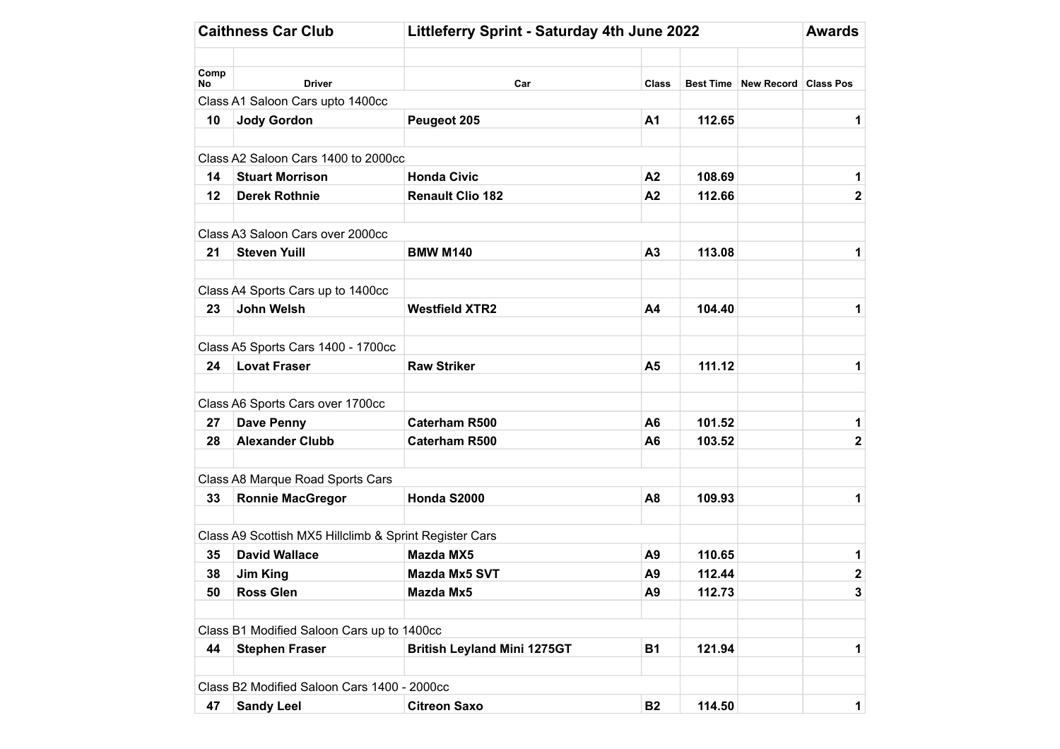| Caithness Car Club | Littleferry Sprint - Saturday 4th June 2022 | | | | | Awards |
|---|---|---|---|---|---|---|
| **Comp No** | **Driver** | **Car** | **Class** | **Best Time** | **New Record** | **Class Pos** |
| Class A1 Saloon Cars upto 1400cc | | | | | | |
| **10** | **Jody Gordon** | **Peugeot 205** | **A1** | **112.65** | | **1** |
| Class A2 Saloon Cars 1400 to 2000cc | | | | | | |
| **14** | **Stuart Morrison** | **Honda Civic** | **A2** | **108.69** | | **1** |
| **12** | **Derek Rothnie** | **Renault Clio 182** | **A2** | **112.66** | | **2** |
| Class A3 Saloon Cars over 2000cc | | | | | | |
| **21** | **Steven Yuill** | **BMW M140** | **A3** | **113.08** | | **1** |
| Class A4 Sports Cars up to 1400cc | | | | | | |
| **23** | **John Welsh** | **Westfield XTR2** | **A4** | **104.40** | | **1** |
| Class A5 Sports Cars 1400 - 1700cc | | | | | | |
| **24** | **Lovat Fraser** | **Raw Striker** | **A5** | **111.12** | | **1** |
| Class A6 Sports Cars over 1700cc | | | | | | |
| **27** | **Dave Penny** | **Caterham R500** | **A6** | **101.52** | | **1** |
| **28** | **Alexander Clubb** | **Caterham R500** | **A6** | **103.52** | | **2** |
| Class A8 Marque Road Sports Cars | | | | | | |
| **33** | **Ronnie MacGregor** | **Honda S2000** | **A8** | **109.93** | | **1** |
| Class A9 Scottish MX5 Hillclimb & Sprint Register Cars | | | | | | |
| **35** | **David Wallace** | **Mazda MX5** | **A9** | **110.65** | | **1** |
| **38** | **Jim King** | **Mazda Mx5 SVT** | **A9** | **112.44** | | **2** |
| **50** | **Ross Glen** | **Mazda Mx5** | **A9** | **112.73** | | **3** |
| Class B1 Modified Saloon Cars up to 1400cc | | | | | | |
| **44** | **Stephen Fraser** | **British Leyland Mini 1275GT** | **B1** | **121.94** | | **1** |
| Class B2 Modified Saloon Cars 1400 - 2000cc | | | | | | |
| **47** | **Sandy Leel** | **Citreon Saxo** | **B2** | **114.50** | | **1** |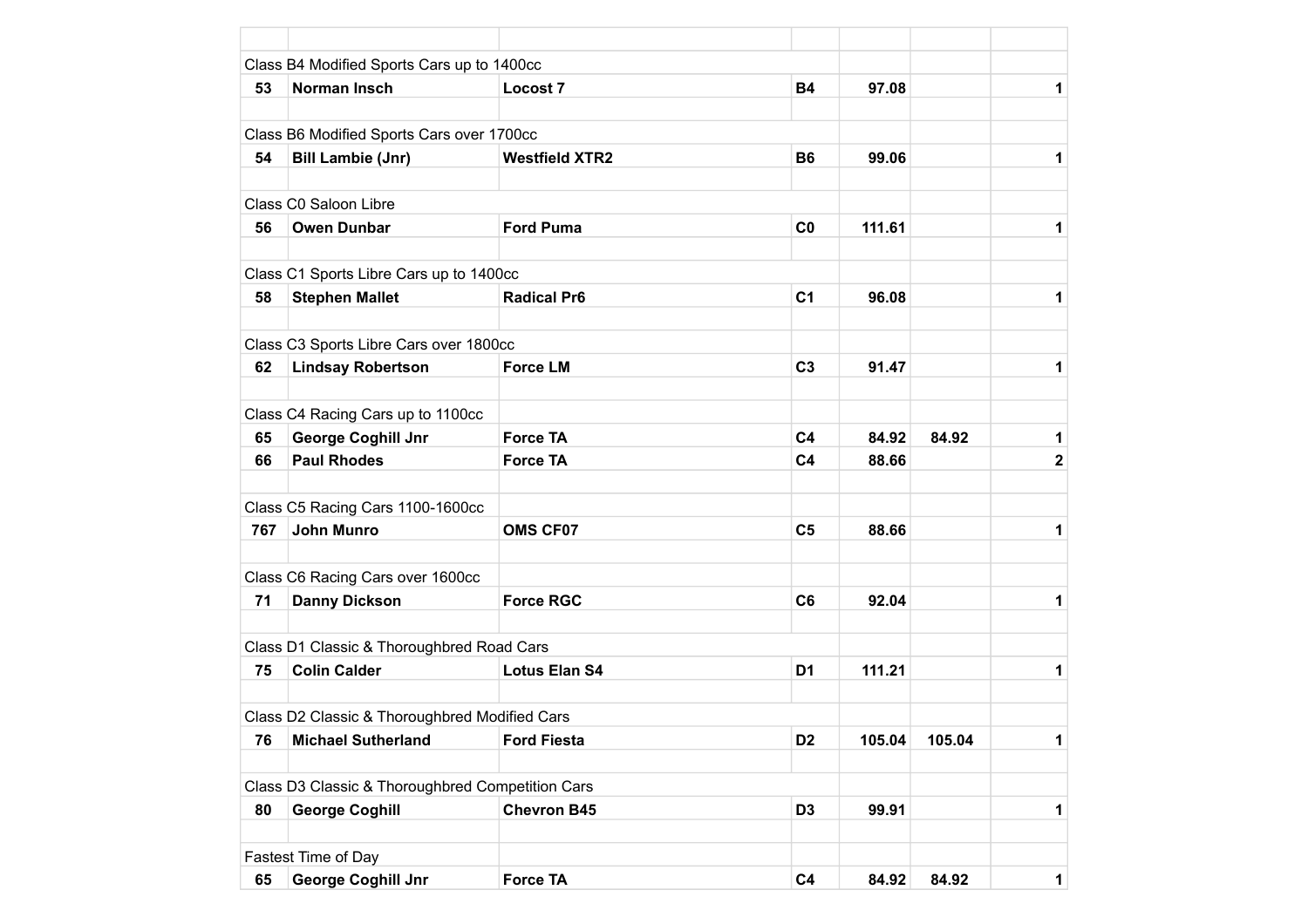| | | | | | | |
|---|---|---|---|---|---|---|
| Class B4 Modified Sports Cars up to 1400cc | | | | | | |
| **53** | **Norman Insch** | **Locost 7** | **B4** | **97.08** | | **1** |
| | | | | | | |
| Class B6 Modified Sports Cars over 1700cc | | | | | | |
| **54** | **Bill Lambie (Jnr)** | **Westfield XTR2** | **B6** | **99.06** | | **1** |
| | | | | | | |
| Class C0 Saloon Libre | | | | | | |
| **56** | **Owen Dunbar** | **Ford Puma** | **C0** | **111.61** | | **1** |
| | | | | | | |
| Class C1 Sports Libre Cars up to 1400cc | | | | | | |
| **58** | **Stephen Mallet** | **Radical Pr6** | **C1** | **96.08** | | **1** |
| | | | | | | |
| Class C3 Sports Libre Cars over 1800cc | | | | | | |
| **62** | **Lindsay Robertson** | **Force LM** | **C3** | **91.47** | | **1** |
| | | | | | | |
| Class C4 Racing Cars up to 1100cc | | | | | | |
| **65** | **George Coghill Jnr** | **Force TA** | **C4** | **84.92** | **84.92** | **1** |
| **66** | **Paul Rhodes** | **Force TA** | **C4** | **88.66** | | **2** |
| | | | | | | |
| Class C5 Racing Cars 1100-1600cc | | | | | | |
| **767** | **John Munro** | **OMS CF07** | **C5** | **88.66** | | **1** |
| | | | | | | |
| Class C6 Racing Cars over 1600cc | | | | | | |
| **71** | **Danny Dickson** | **Force RGC** | **C6** | **92.04** | | **1** |
| | | | | | | |
| Class D1 Classic & Thoroughbred Road Cars | | | | | | |
| **75** | **Colin Calder** | **Lotus Elan S4** | **D1** | **111.21** | | **1** |
| | | | | | | |
| Class D2 Classic & Thoroughbred Modified Cars | | | | | | |
| **76** | **Michael Sutherland** | **Ford Fiesta** | **D2** | **105.04** | **105.04** | **1** |
| | | | | | | |
| Class D3 Classic & Thoroughbred Competition Cars | | | | | | |
| **80** | **George Coghill** | **Chevron B45** | **D3** | **99.91** | | **1** |
| | | | | | | |
| Fastest Time of Day | | | | | | |
| **65** | **George Coghill Jnr** | **Force TA** | **C4** | **84.92** | **84.92** | **1** |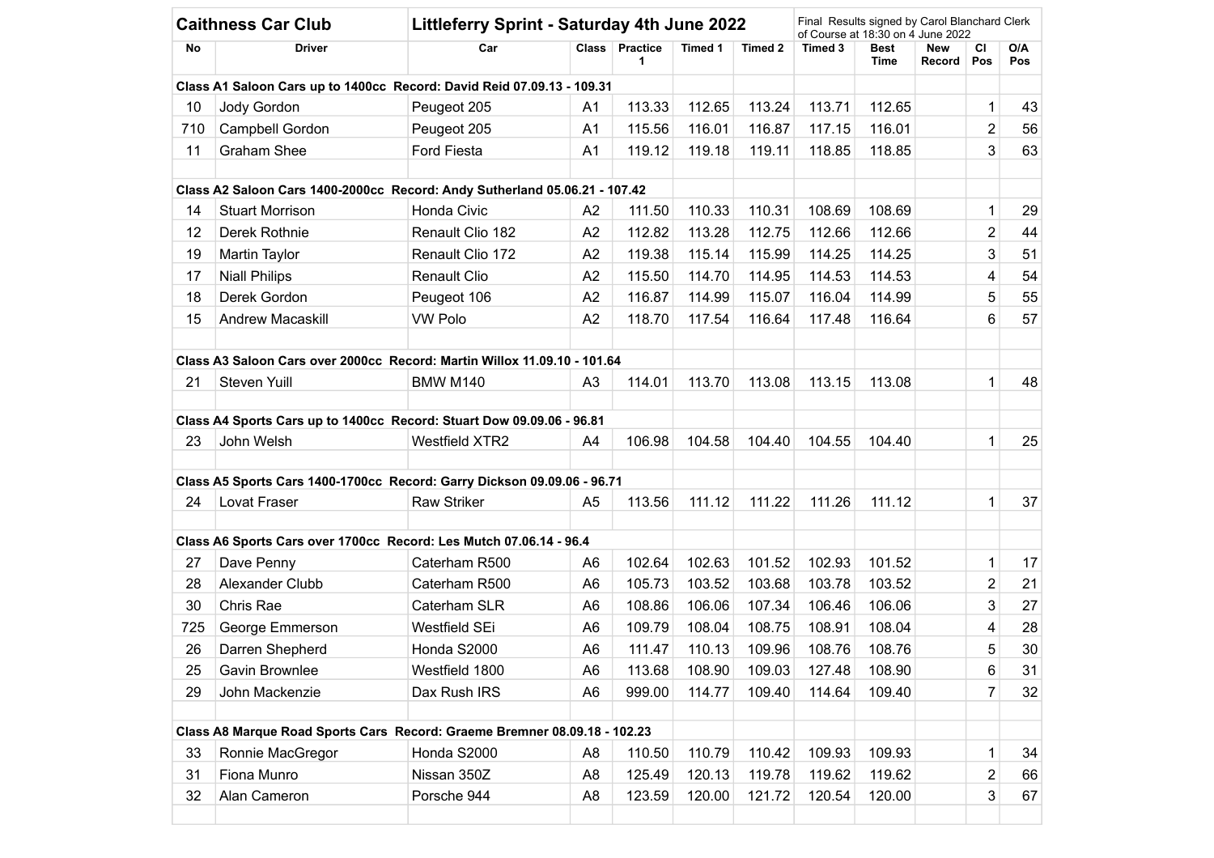| Caithness Car Club | | Littleferry Sprint - Saturday 4th June 2022 | | | | | Final Results signed by Carol Blanchard Clerk of Course at 18:30 on 4 June 2022 | | | | |
|---|---|---|---|---|---|---|---|---|---|---|---|
| No | Driver | Car | Class | Practice 1 | Timed 1 | Timed 2 | Timed 3 | Best Time | New Record | Cl Pos | O/A Pos |
| **Class A1 Saloon Cars up to 1400cc Record: David Reid 07.09.13 - 109.31** | | | | | | | | | | | |
| 10 | Jody Gordon | Peugeot 205 | A1 | 113.33 | 112.65 | 113.24 | 113.71 | 112.65 | | 1 | 43 |
| 710 | Campbell Gordon | Peugeot 205 | A1 | 115.56 | 116.01 | 116.87 | 117.15 | 116.01 | | 2 | 56 |
| 11 | Graham Shee | Ford Fiesta | A1 | 119.12 | 119.18 | 119.11 | 118.85 | 118.85 | | 3 | 63 |
| | | | | | | | | | | | |
| **Class A2 Saloon Cars 1400-2000cc Record: Andy Sutherland 05.06.21 - 107.42** | | | | | | | | | | | |
| 14 | Stuart Morrison | Honda Civic | A2 | 111.50 | 110.33 | 110.31 | 108.69 | 108.69 | | 1 | 29 |
| 12 | Derek Rothnie | Renault Clio 182 | A2 | 112.82 | 113.28 | 112.75 | 112.66 | 112.66 | | 2 | 44 |
| 19 | Martin Taylor | Renault Clio 172 | A2 | 119.38 | 115.14 | 115.99 | 114.25 | 114.25 | | 3 | 51 |
| 17 | Niall Philips | Renault Clio | A2 | 115.50 | 114.70 | 114.95 | 114.53 | 114.53 | | 4 | 54 |
| 18 | Derek Gordon | Peugeot 106 | A2 | 116.87 | 114.99 | 115.07 | 116.04 | 114.99 | | 5 | 55 |
| 15 | Andrew Macaskill | VW Polo | A2 | 118.70 | 117.54 | 116.64 | 117.48 | 116.64 | | 6 | 57 |
| | | | | | | | | | | | |
| **Class A3 Saloon Cars over 2000cc Record: Martin Willox 11.09.10 - 101.64** | | | | | | | | | | | |
| 21 | Steven Yuill | BMW M140 | A3 | 114.01 | 113.70 | 113.08 | 113.15 | 113.08 | | 1 | 48 |
| | | | | | | | | | | | |
| **Class A4 Sports Cars up to 1400cc Record: Stuart Dow 09.09.06 - 96.81** | | | | | | | | | | | |
| 23 | John Welsh | Westfield XTR2 | A4 | 106.98 | 104.58 | 104.40 | 104.55 | 104.40 | | 1 | 25 |
| | | | | | | | | | | | |
| **Class A5 Sports Cars 1400-1700cc Record: Garry Dickson 09.09.06 - 96.71** | | | | | | | | | | | |
| 24 | Lovat Fraser | Raw Striker | A5 | 113.56 | 111.12 | 111.22 | 111.26 | 111.12 | | 1 | 37 |
| | | | | | | | | | | | |
| **Class A6 Sports Cars over 1700cc Record: Les Mutch 07.06.14 - 96.4** | | | | | | | | | | | |
| 27 | Dave Penny | Caterham R500 | A6 | 102.64 | 102.63 | 101.52 | 102.93 | 101.52 | | 1 | 17 |
| 28 | Alexander Clubb | Caterham R500 | A6 | 105.73 | 103.52 | 103.68 | 103.78 | 103.52 | | 2 | 21 |
| 30 | Chris Rae | Caterham SLR | A6 | 108.86 | 106.06 | 107.34 | 106.46 | 106.06 | | 3 | 27 |
| 725 | George Emmerson | Westfield SEi | A6 | 109.79 | 108.04 | 108.75 | 108.91 | 108.04 | | 4 | 28 |
| 26 | Darren Shepherd | Honda S2000 | A6 | 111.47 | 110.13 | 109.96 | 108.76 | 108.76 | | 5 | 30 |
| 25 | Gavin Brownlee | Westfield 1800 | A6 | 113.68 | 108.90 | 109.03 | 127.48 | 108.90 | | 6 | 31 |
| 29 | John Mackenzie | Dax Rush IRS | A6 | 999.00 | 114.77 | 109.40 | 114.64 | 109.40 | | 7 | 32 |
| | | | | | | | | | | | |
| **Class A8 Marque Road Sports Cars Record: Graeme Bremner 08.09.18 - 102.23** | | | | | | | | | | | |
| 33 | Ronnie MacGregor | Honda S2000 | A8 | 110.50 | 110.79 | 110.42 | 109.93 | 109.93 | | 1 | 34 |
| 31 | Fiona Munro | Nissan 350Z | A8 | 125.49 | 120.13 | 119.78 | 119.62 | 119.62 | | 2 | 66 |
| 32 | Alan Cameron | Porsche 944 | A8 | 123.59 | 120.00 | 121.72 | 120.54 | 120.00 | | 3 | 67 |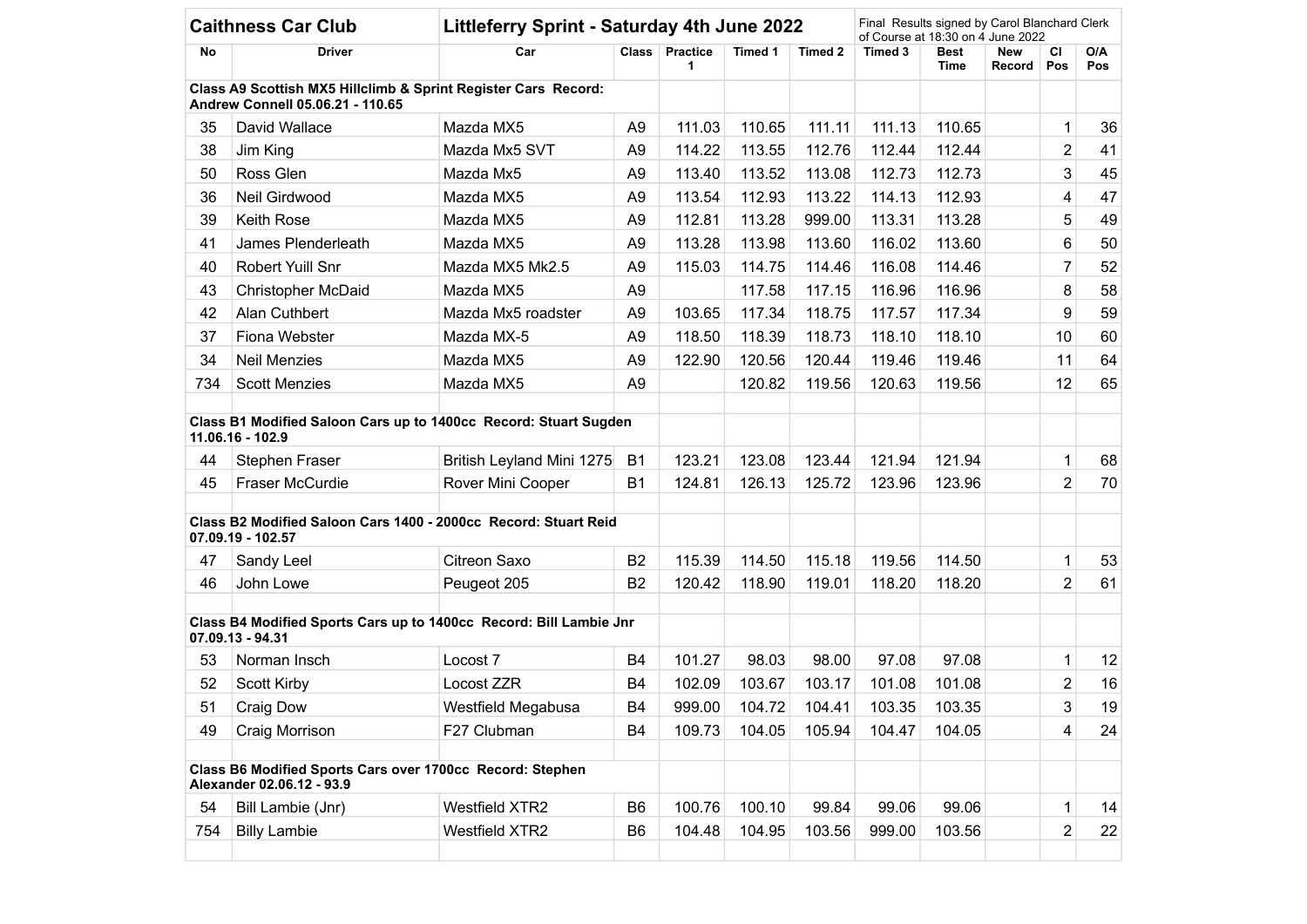| Caithness Car Club | | Littleferry Sprint - Saturday 4th June 2022 | | | | | Final Results signed by Carol Blanchard Clerk of Course at 18:30 on 4 June 2022 | | | | |
|---|---|---|---|---|---|---|---|---|---|---|---|
| No | Driver | Car | Class | Practice 1 | Timed 1 | Timed 2 | Timed 3 | Best Time | New Record | Cl Pos | O/A Pos |
| **Class A9 Scottish MX5 Hillclimb & Sprint Register Cars Record: Andrew Connell 05.06.21 - 110.65** | | | | | | | | | | | |
| 35 | David Wallace | Mazda MX5 | A9 | 111.03 | 110.65 | 111.11 | 111.13 | 110.65 | | 1 | 36 |
| 38 | Jim King | Mazda Mx5 SVT | A9 | 114.22 | 113.55 | 112.76 | 112.44 | 112.44 | | 2 | 41 |
| 50 | Ross Glen | Mazda Mx5 | A9 | 113.40 | 113.52 | 113.08 | 112.73 | 112.73 | | 3 | 45 |
| 36 | Neil Girdwood | Mazda MX5 | A9 | 113.54 | 112.93 | 113.22 | 114.13 | 112.93 | | 4 | 47 |
| 39 | Keith Rose | Mazda MX5 | A9 | 112.81 | 113.28 | 999.00 | 113.31 | 113.28 | | 5 | 49 |
| 41 | James Plenderleath | Mazda MX5 | A9 | 113.28 | 113.98 | 113.60 | 116.02 | 113.60 | | 6 | 50 |
| 40 | Robert Yuill Snr | Mazda MX5 Mk2.5 | A9 | 115.03 | 114.75 | 114.46 | 116.08 | 114.46 | | 7 | 52 |
| 43 | Christopher McDaid | Mazda MX5 | A9 | | 117.58 | 117.15 | 116.96 | 116.96 | | 8 | 58 |
| 42 | Alan Cuthbert | Mazda Mx5 roadster | A9 | 103.65 | 117.34 | 118.75 | 117.57 | 117.34 | | 9 | 59 |
| 37 | Fiona Webster | Mazda MX-5 | A9 | 118.50 | 118.39 | 118.73 | 118.10 | 118.10 | | 10 | 60 |
| 34 | Neil Menzies | Mazda MX5 | A9 | 122.90 | 120.56 | 120.44 | 119.46 | 119.46 | | 11 | 64 |
| 734 | Scott Menzies | Mazda MX5 | A9 | | 120.82 | 119.56 | 120.63 | 119.56 | | 12 | 65 |
| | | | | | | | | | | | |
| **Class B1 Modified Saloon Cars up to 1400cc Record: Stuart Sugden 11.06.16 - 102.9** | | | | | | | | | | | |
| 44 | Stephen Fraser | British Leyland Mini 1275 | B1 | 123.21 | 123.08 | 123.44 | 121.94 | 121.94 | | 1 | 68 |
| 45 | Fraser McCurdie | Rover Mini Cooper | B1 | 124.81 | 126.13 | 125.72 | 123.96 | 123.96 | | 2 | 70 |
| | | | | | | | | | | | |
| **Class B2 Modified Saloon Cars 1400 - 2000cc Record: Stuart Reid 07.09.19 - 102.57** | | | | | | | | | | | |
| 47 | Sandy Leel | Citreon Saxo | B2 | 115.39 | 114.50 | 115.18 | 119.56 | 114.50 | | 1 | 53 |
| 46 | John Lowe | Peugeot 205 | B2 | 120.42 | 118.90 | 119.01 | 118.20 | 118.20 | | 2 | 61 |
| | | | | | | | | | | | |
| **Class B4 Modified Sports Cars up to 1400cc Record: Bill Lambie Jnr 07.09.13 - 94.31** | | | | | | | | | | | |
| 53 | Norman Insch | Locost 7 | B4 | 101.27 | 98.03 | 98.00 | 97.08 | 97.08 | | 1 | 12 |
| 52 | Scott Kirby | Locost ZZR | B4 | 102.09 | 103.67 | 103.17 | 101.08 | 101.08 | | 2 | 16 |
| 51 | Craig Dow | Westfield Megabusa | B4 | 999.00 | 104.72 | 104.41 | 103.35 | 103.35 | | 3 | 19 |
| 49 | Craig Morrison | F27 Clubman | B4 | 109.73 | 104.05 | 105.94 | 104.47 | 104.05 | | 4 | 24 |
| | | | | | | | | | | | |
| **Class B6 Modified Sports Cars over 1700cc Record: Stephen Alexander 02.06.12 - 93.9** | | | | | | | | | | | |
| 54 | Bill Lambie (Jnr) | Westfield XTR2 | B6 | 100.76 | 100.10 | 99.84 | 99.06 | 99.06 | | 1 | 14 |
| 754 | Billy Lambie | Westfield XTR2 | B6 | 104.48 | 104.95 | 103.56 | 999.00 | 103.56 | | 2 | 22 |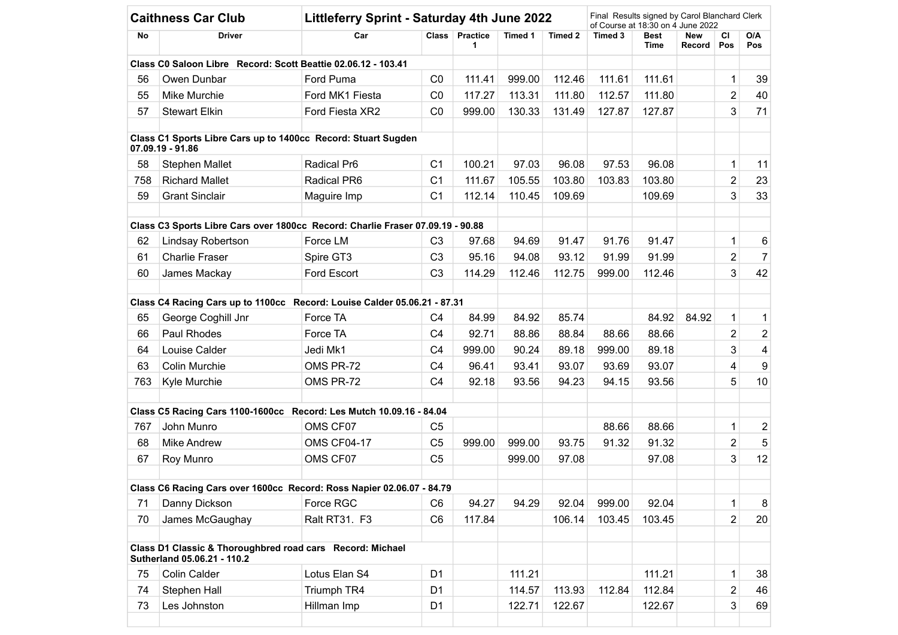| **Caithness Car Club** | | **Littleferry Sprint - Saturday 4th June 2022** | | | | | Final Results signed by Carol Blanchard Clerk of Course at 18:30 on 4 June 2022 | | | | |
|---|---|---|---|---|---|---|---|---|---|---|---|
| **No** | **Driver** | **Car** | **Class** | **Practice 1** | **Timed 1** | **Timed 2** | **Timed 3** | **Best Time** | **New Record** | **Cl Pos** | **O/A Pos** |
| **Class C0 Saloon Libre Record: Scott Beattie 02.06.12 - 103.41** | | | | | | | | | | | |
| 56 | Owen Dunbar | Ford Puma | C0 | 111.41 | 999.00 | 112.46 | 111.61 | 111.61 | | 1 | 39 |
| 55 | Mike Murchie | Ford MK1 Fiesta | C0 | 117.27 | 113.31 | 111.80 | 112.57 | 111.80 | | 2 | 40 |
| 57 | Stewart Elkin | Ford Fiesta XR2 | C0 | 999.00 | 130.33 | 131.49 | 127.87 | 127.87 | | 3 | 71 |
| | | | | | | | | | | | |
| **Class C1 Sports Libre Cars up to 1400cc Record: Stuart Sugden 07.09.19 - 91.86** | | | | | | | | | | | |
| 58 | Stephen Mallet | Radical Pr6 | C1 | 100.21 | 97.03 | 96.08 | 97.53 | 96.08 | | 1 | 11 |
| 758 | Richard Mallet | Radical PR6 | C1 | 111.67 | 105.55 | 103.80 | 103.83 | 103.80 | | 2 | 23 |
| 59 | Grant Sinclair | Maguire Imp | C1 | 112.14 | 110.45 | 109.69 | | 109.69 | | 3 | 33 |
| | | | | | | | | | | | |
| **Class C3 Sports Libre Cars over 1800cc Record: Charlie Fraser 07.09.19 - 90.88** | | | | | | | | | | | |
| 62 | Lindsay Robertson | Force LM | C3 | 97.68 | 94.69 | 91.47 | 91.76 | 91.47 | | 1 | 6 |
| 61 | Charlie Fraser | Spire GT3 | C3 | 95.16 | 94.08 | 93.12 | 91.99 | 91.99 | | 2 | 7 |
| 60 | James Mackay | Ford Escort | C3 | 114.29 | 112.46 | 112.75 | 999.00 | 112.46 | | 3 | 42 |
| | | | | | | | | | | | |
| **Class C4 Racing Cars up to 1100cc Record: Louise Calder 05.06.21 - 87.31** | | | | | | | | | | | |
| 65 | George Coghill Jnr | Force TA | C4 | 84.99 | 84.92 | 85.74 | | 84.92 | 84.92 | 1 | 1 |
| 66 | Paul Rhodes | Force TA | C4 | 92.71 | 88.86 | 88.84 | 88.66 | 88.66 | | 2 | 2 |
| 64 | Louise Calder | Jedi Mk1 | C4 | 999.00 | 90.24 | 89.18 | 999.00 | 89.18 | | 3 | 4 |
| 63 | Colin Murchie | OMS PR-72 | C4 | 96.41 | 93.41 | 93.07 | 93.69 | 93.07 | | 4 | 9 |
| 763 | Kyle Murchie | OMS PR-72 | C4 | 92.18 | 93.56 | 94.23 | 94.15 | 93.56 | | 5 | 10 |
| | | | | | | | | | | | |
| **Class C5 Racing Cars 1100-1600cc Record: Les Mutch 10.09.16 - 84.04** | | | | | | | | | | | |
| 767 | John Munro | OMS CF07 | C5 | | | | 88.66 | 88.66 | | 1 | 2 |
| 68 | Mike Andrew | OMS CF04-17 | C5 | 999.00 | 999.00 | 93.75 | 91.32 | 91.32 | | 2 | 5 |
| 67 | Roy Munro | OMS CF07 | C5 | | 999.00 | 97.08 | | 97.08 | | 3 | 12 |
| | | | | | | | | | | | |
| **Class C6 Racing Cars over 1600cc Record: Ross Napier 02.06.07 - 84.79** | | | | | | | | | | | |
| 71 | Danny Dickson | Force RGC | C6 | 94.27 | 94.29 | 92.04 | 999.00 | 92.04 | | 1 | 8 |
| 70 | James McGaughay | Ralt RT31. F3 | C6 | 117.84 | | 106.14 | 103.45 | 103.45 | | 2 | 20 |
| | | | | | | | | | | | |
| **Class D1 Classic & Thoroughbred road cars Record: Michael Sutherland 05.06.21 - 110.2** | | | | | | | | | | | |
| 75 | Colin Calder | Lotus Elan S4 | D1 | | 111.21 | | | 111.21 | | 1 | 38 |
| 74 | Stephen Hall | Triumph TR4 | D1 | | 114.57 | 113.93 | 112.84 | 112.84 | | 2 | 46 |
| 73 | Les Johnston | Hillman Imp | D1 | | 122.71 | 122.67 | | 122.67 | | 3 | 69 |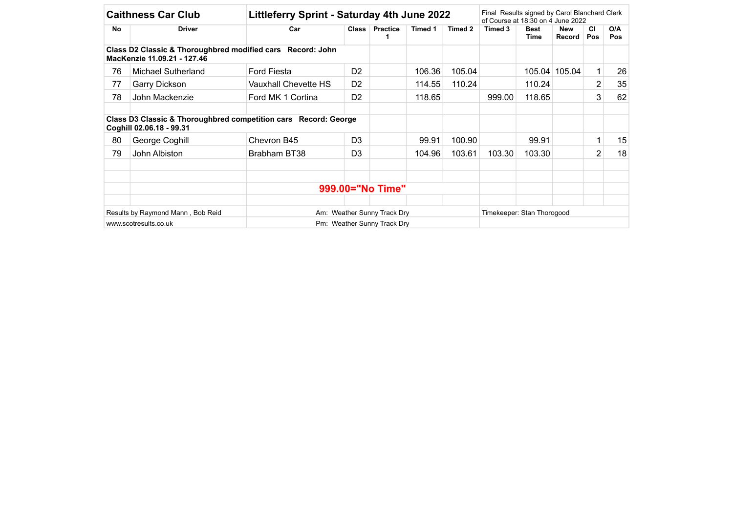| Caithness Car Club | Littleferry Sprint - Saturday 4th June 2022 | | | | | | Final Results signed by Carol Blanchard Clerk of Course at 18:30 on 4 June 2022 | | | | |
|---|---|---|---|---|---|---|---|---|---|---|---|
| **No** | **Driver** | **Car** | **Class** | **Practice 1** | **Timed 1** | **Timed 2** | **Timed 3** | **Best Time** | **New Record** | **Cl Pos** | **O/A Pos** |
| **Class D2 Classic & Thoroughbred modified cars Record: John MacKenzie 11.09.21 - 127.46** | | | | | | | | | | | |
| 76 | Michael Sutherland | Ford Fiesta | D2 | | 106.36 | 105.04 | | 105.04 | 105.04 | 1 | 26 |
| 77 | Garry Dickson | Vauxhall Chevette HS | D2 | | 114.55 | 110.24 | | 110.24 | | 2 | 35 |
| 78 | John Mackenzie | Ford MK 1 Cortina | D2 | | 118.65 | | 999.00 | 118.65 | | 3 | 62 |
| | | | | | | | | | | | |
| **Class D3 Classic & Thoroughbred competition cars Record: George Coghill 02.06.18 - 99.31** | | | | | | | | | | | |
| 80 | George Coghill | Chevron B45 | D3 | | 99.91 | 100.90 | | 99.91 | | 1 | 15 |
| 79 | John Albiston | Brabham BT38 | D3 | | 104.96 | 103.61 | 103.30 | 103.30 | | 2 | 18 |
| | | | | | | | | | | | |
| | | | | | | | | | | | |
| | | **999.00="No Time"** | | | | | | | | | |
| | | | | | | | | | | | |
| Results by Raymond Mann , Bob Reid | | Am: Weather Sunny Track Dry | | | | | Timekeeper: Stan Thorogood | | | | |
| www.scotresults.co.uk | | Pm: Weather Sunny Track Dry | | | | | | | | | |